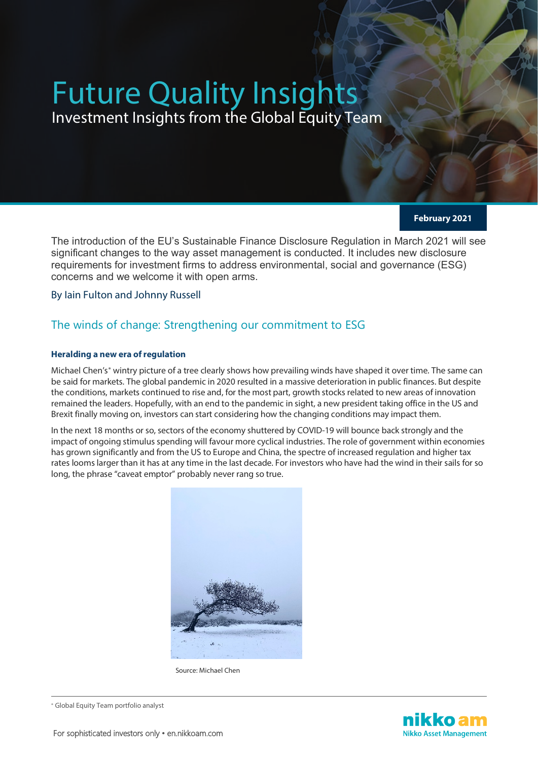# Future Quality Insights

Investment Insights from the Global Equity Team

**February 2021**

The introduction of the EU's Sustainable Finance Disclosure Regulation in March 2021 will see significant changes to the way asset management is conducted. It includes new disclosure requirements for investment firms to address environmental, social and governance (ESG) concerns and we welcome it with open arms.

By Iain Fulton and Johnny Russell

## The winds of change: Strengthening our commitment to ESG

### Heralding a new era of regulation

Michael Chen's* wintry picture of a tree clearly shows how prevailing winds have shaped it over time. The same can be said for markets. The global pandemic in 2020 resulted in a massive deterioration in public finances. But despite the conditions, markets continued to rise and, for the most part, growth stocks related to new areas of innovation remained the leaders. Hopefully, with an end to the pandemic in sight, a new president taking office in the US and Brexit finally moving on, investors can start considering how the changing conditions may impact them.

In the next 18 months or so, sectors of the economy shuttered by COVID-19 will bounce back strongly and the impact of ongoing stimulus spending will favour more cyclical industries. The role of government within economies has grown significantly and from the US to Europe and China, the spectre of increased regulation and higher tax rates looms larger than it has at any time in the last decade. For investors who have had the wind in their sails for so long, the phrase "caveat emptor" probably never rang so true.

Source: Michael Chen

\* Global Equity Team portfolio analyst

For sophisticated investors only • en.nikkoam.com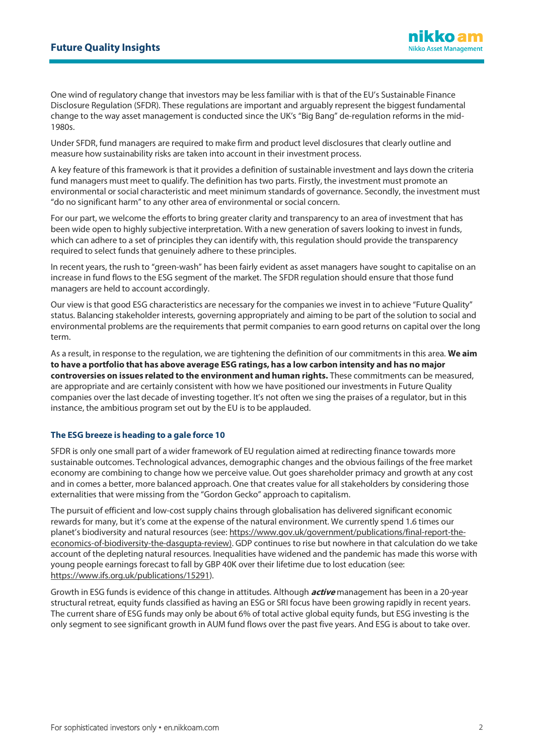One wind of regulatory change that investors may be less familiar with is that of the EU's Sustainable Finance Disclosure Regulation (SFDR). These regulations are important and arguably represent the biggest fundamental change to the way asset management is conducted since the UK's "Big Bang" de-regulation reforms in the mid-1980s.

Under SFDR, fund managers are required to make firm and product level disclosures that clearly outline and measure how sustainability risks are taken into account in their investment process.

A key feature of this framework is that it provides a definition of sustainable investment and lays down the criteria fund managers must meet to qualify. The definition has two parts. Firstly, the investment must promote an environmental or social characteristic and meet minimum standards of governance. Secondly, the investment must "do no significant harm" to any other area of environmental or social concern.

For our part, we welcome the efforts to bring greater clarity and transparency to an area of investment that has been wide open to highly subjective interpretation. With a new generation of savers looking to invest in funds, which can adhere to a set of principles they can identify with, this regulation should provide the transparency required to select funds that genuinely adhere to these principles.

In recent years, the rush to "green-wash" has been fairly evident as asset managers have sought to capitalise on an increase in fund flows to the ESG segment of the market. The SFDR regulation should ensure that those fund managers are held to account accordingly.

Our view is that good ESG characteristics are necessary for the companies we invest in to achieve "Future Quality" status. Balancing stakeholder interests, governing appropriately and aiming to be part of the solution to social and environmental problems are the requirements that permit companies to earn good returns on capital over the long term.

As a result, in response to the regulation, we are tightening the definition of our commitments in this area. **We aim to have a portfolio that has above average ESG ratings, has a low carbon intensity and has no major controversies on issues related to the environment and human rights.** These commitments can be measured, are appropriate and are certainly consistent with how we have positioned our investments in Future Quality companies over the last decade of investing together. It's not often we sing the praises of a regulator, but in this instance, the ambitious program set out by the EU is to be applauded.

### The ESG breeze is heading to a gale force 10

SFDR is only one small part of a wider framework of EU regulation aimed at redirecting finance towards more sustainable outcomes. Technological advances, demographic changes and the obvious failings of the free market economy are combining to change how we perceive value. Out goes shareholder primacy and growth at any cost and in comes a better, more balanced approach. One that creates value for all stakeholders by considering those externalities that were missing from the "Gordon Gecko" approach to capitalism.

The pursuit of efficient and low-cost supply chains through globalisation has delivered significant economic rewards for many, but it's come at the expense of the natural environment. We currently spend 1.6 times our planet's biodiversity and natural resources (see: https://www.gov.uk/government/publications/final-report-the-economics-of-biodiversity-the-dasgupta-review). GDP continues to rise but nowhere in that calculation do we take account of the depleting natural resources. Inequalities have widened and the pandemic has made this worse with young people earnings forecast to fall by GBP 40K over their lifetime due to lost education (see: https://www.ifs.org.uk/publications/15291).

Growth in ESG funds is evidence of this change in attitudes. Although ***active*** management has been in a 20-year structural retreat, equity funds classified as having an ESG or SRI focus have been growing rapidly in recent years. The current share of ESG funds may only be about 6% of total active global equity funds, but ESG investing is the only segment to see significant growth in AUM fund flows over the past five years. And ESG is about to take over.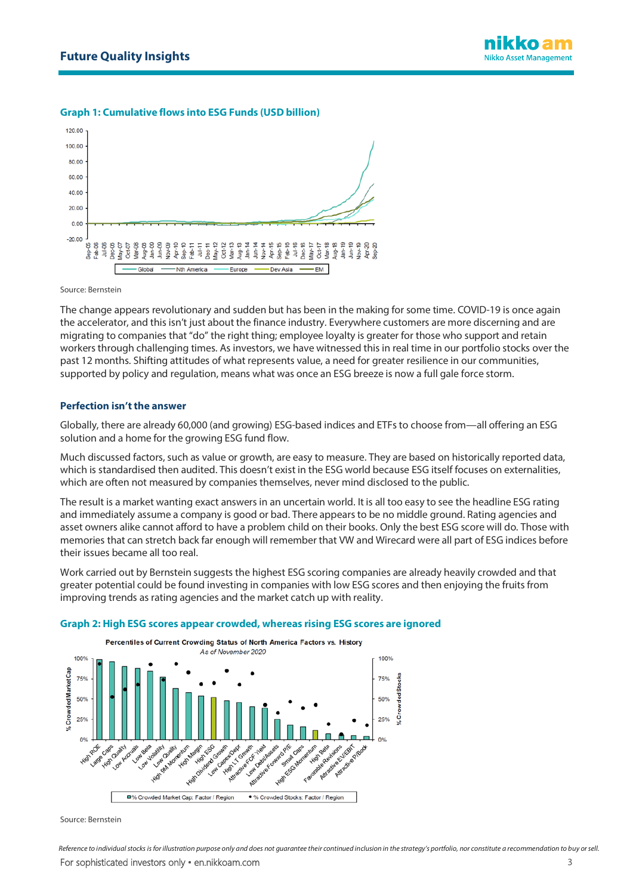**Graph 1: Cumulative flows into ESG Funds (USD billion)**

Source: Bernstein

The change appears revolutionary and sudden but has been in the making for some time. COVID-19 is once again the accelerator, and this isn't just about the finance industry. Everywhere customers are more discerning and are migrating to companies that "do" the right thing; employee loyalty is greater for those who support and retain workers through challenging times. As investors, we have witnessed this in real time in our portfolio stocks over the past 12 months. Shifting attitudes of what represents value, a need for greater resilience in our communities, supported by policy and regulation, means what was once an ESG breeze is now a full gale force storm.

## Perfection isn't the answer

Globally, there are already 60,000 (and growing) ESG-based indices and ETFs to choose from—all offering an ESG solution and a home for the growing ESG fund flow.

Much discussed factors, such as value or growth, are easy to measure. They are based on historically reported data, which is standardised then audited. This doesn't exist in the ESG world because ESG itself focuses on externalities, which are often not measured by companies themselves, never mind disclosed to the public.

The result is a market wanting exact answers in an uncertain world. It is all too easy to see the headline ESG rating and immediately assume a company is good or bad. There appears to be no middle ground. Rating agencies and asset owners alike cannot afford to have a problem child on their books. Only the best ESG score will do. Those with memories that can stretch back far enough will remember that VW and Wirecard were all part of ESG indices before their issues became all too real.

Work carried out by Bernstein suggests the highest ESG scoring companies are already heavily crowded and that greater potential could be found investing in companies with low ESG scores and then enjoying the fruits from improving trends as rating agencies and the market catch up with reality.

**Graph 2: High ESG scores appear crowded, whereas rising ESG scores are ignored**

Source: Bernstein

*Reference to individual stocks is for illustration purpose only and does not guarantee their continued inclusion in the strategy's portfolio, nor constitute a recommendation to buy or sell.*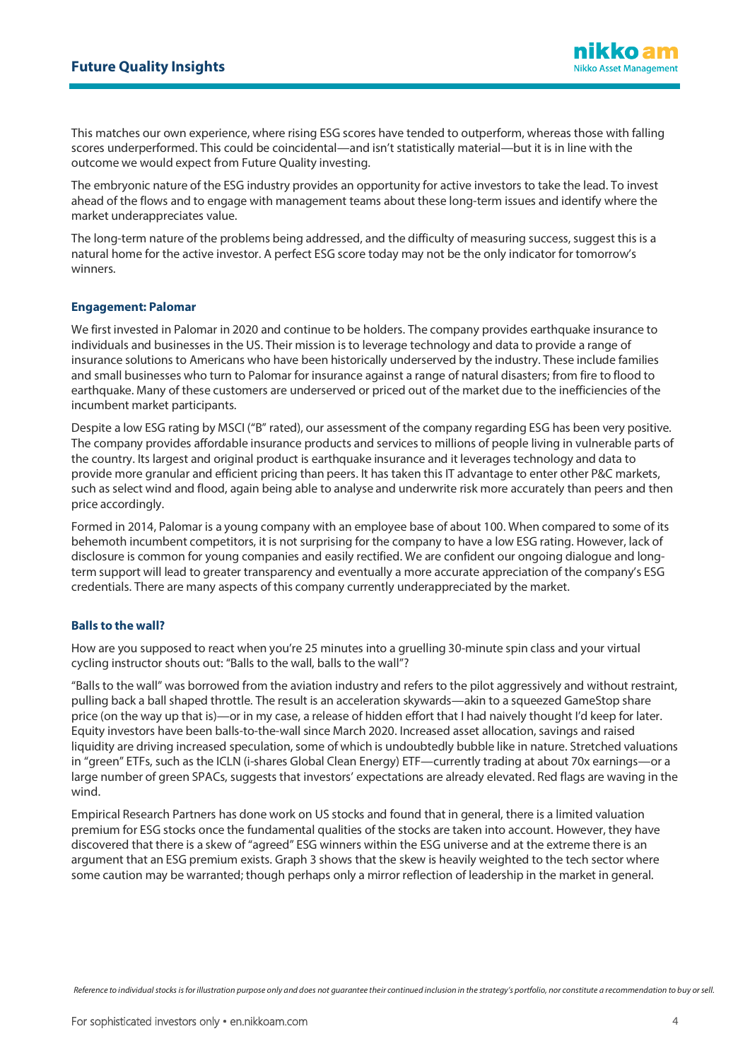This matches our own experience, where rising ESG scores have tended to outperform, whereas those with falling scores underperformed. This could be coincidental—and isn't statistically material—but it is in line with the outcome we would expect from Future Quality investing.

The embryonic nature of the ESG industry provides an opportunity for active investors to take the lead. To invest ahead of the flows and to engage with management teams about these long-term issues and identify where the market underappreciates value.

The long-term nature of the problems being addressed, and the difficulty of measuring success, suggest this is a natural home for the active investor. A perfect ESG score today may not be the only indicator for tomorrow's winners.

### Engagement: Palomar

We first invested in Palomar in 2020 and continue to be holders. The company provides earthquake insurance to individuals and businesses in the US. Their mission is to leverage technology and data to provide a range of insurance solutions to Americans who have been historically underserved by the industry. These include families and small businesses who turn to Palomar for insurance against a range of natural disasters; from fire to flood to earthquake. Many of these customers are underserved or priced out of the market due to the inefficiencies of the incumbent market participants.

Despite a low ESG rating by MSCI ("B" rated), our assessment of the company regarding ESG has been very positive. The company provides affordable insurance products and services to millions of people living in vulnerable parts of the country. Its largest and original product is earthquake insurance and it leverages technology and data to provide more granular and efficient pricing than peers. It has taken this IT advantage to enter other P&C markets, such as select wind and flood, again being able to analyse and underwrite risk more accurately than peers and then price accordingly.

Formed in 2014, Palomar is a young company with an employee base of about 100. When compared to some of its behemoth incumbent competitors, it is not surprising for the company to have a low ESG rating. However, lack of disclosure is common for young companies and easily rectified. We are confident our ongoing dialogue and long-term support will lead to greater transparency and eventually a more accurate appreciation of the company's ESG credentials. There are many aspects of this company currently underappreciated by the market.

### Balls to the wall?

How are you supposed to react when you're 25 minutes into a gruelling 30-minute spin class and your virtual cycling instructor shouts out: "Balls to the wall, balls to the wall"?

"Balls to the wall" was borrowed from the aviation industry and refers to the pilot aggressively and without restraint, pulling back a ball shaped throttle. The result is an acceleration skywards—akin to a squeezed GameStop share price (on the way up that is)—or in my case, a release of hidden effort that I had naively thought I'd keep for later. Equity investors have been balls-to-the-wall since March 2020. Increased asset allocation, savings and raised liquidity are driving increased speculation, some of which is undoubtedly bubble like in nature. Stretched valuations in "green" ETFs, such as the ICLN (i-shares Global Clean Energy) ETF—currently trading at about 70x earnings—or a large number of green SPACs, suggests that investors' expectations are already elevated. Red flags are waving in the wind.

Empirical Research Partners has done work on US stocks and found that in general, there is a limited valuation premium for ESG stocks once the fundamental qualities of the stocks are taken into account. However, they have discovered that there is a skew of "agreed" ESG winners within the ESG universe and at the extreme there is an argument that an ESG premium exists. Graph 3 shows that the skew is heavily weighted to the tech sector where some caution may be warranted; though perhaps only a mirror reflection of leadership in the market in general.

*Reference to individual stocks is for illustration purpose only and does not guarantee their continued inclusion in the strategy's portfolio, nor constitute a recommendation to buy or sell.*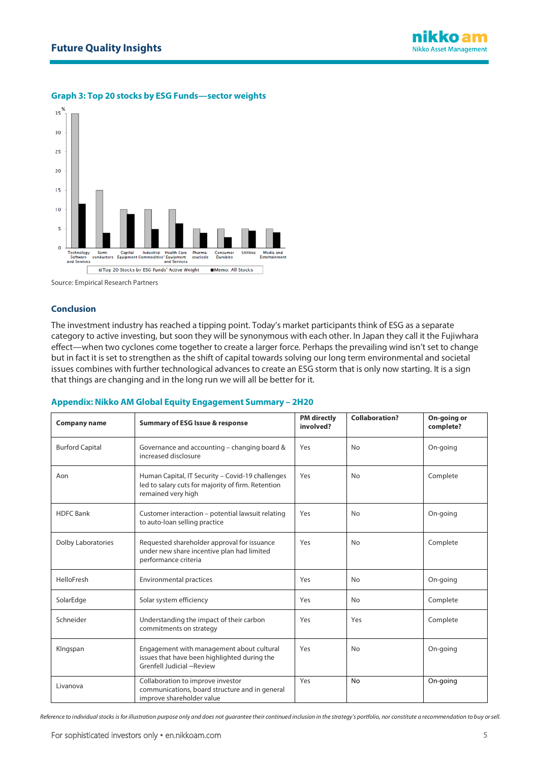### Graph 3: Top 20 stocks by ESG Funds—sector weights

Source: Empirical Research Partners

## Conclusion

The investment industry has reached a tipping point. Today's market participants think of ESG as a separate category to active investing, but soon they will be synonymous with each other. In Japan they call it the Fujiwhara effect—when two cyclones come together to create a larger force. Perhaps the prevailing wind isn't set to change but in fact it is set to strengthen as the shift of capital towards solving our long term environmental and societal issues combines with further technological advances to create an ESG storm that is only now starting. It is a sign that things are changing and in the long run we will all be better for it.

### Appendix: Nikko AM Global Equity Engagement Summary – 2H20

| Company name | Summary of ESG Issue & response | PM directly involved? | Collaboration? | On-going or complete? |
|---|---|---|---|---|
| Burford Capital | Governance and accounting – changing board & increased disclosure | Yes | No | On-going |
| Aon | Human Capital, IT Security – Covid-19 challenges led to salary cuts for majority of firm. Retention remained very high | Yes | No | Complete |
| HDFC Bank | Customer interaction – potential lawsuit relating to auto-loan selling practice | Yes | No | On-going |
| Dolby Laboratories | Requested shareholder approval for issuance under new share incentive plan had limited performance criteria | Yes | No | Complete |
| HelloFresh | Environmental practices | Yes | No | On-going |
| SolarEdge | Solar system efficiency | Yes | No | Complete |
| Schneider | Understanding the impact of their carbon commitments on strategy | Yes | Yes | Complete |
| KIngspan | Engagement with management about cultural issues that have been highlighted during the Grenfell Judicial ~Review | Yes | No | On-going |
| Livanova | Collaboration to improve investor communications, board structure and in general improve shareholder value | Yes | No | On-going |

*Reference to individual stocks is for illustration purpose only and does not guarantee their continued inclusion in the strategy's portfolio, nor constitute a recommendation to buy or sell.*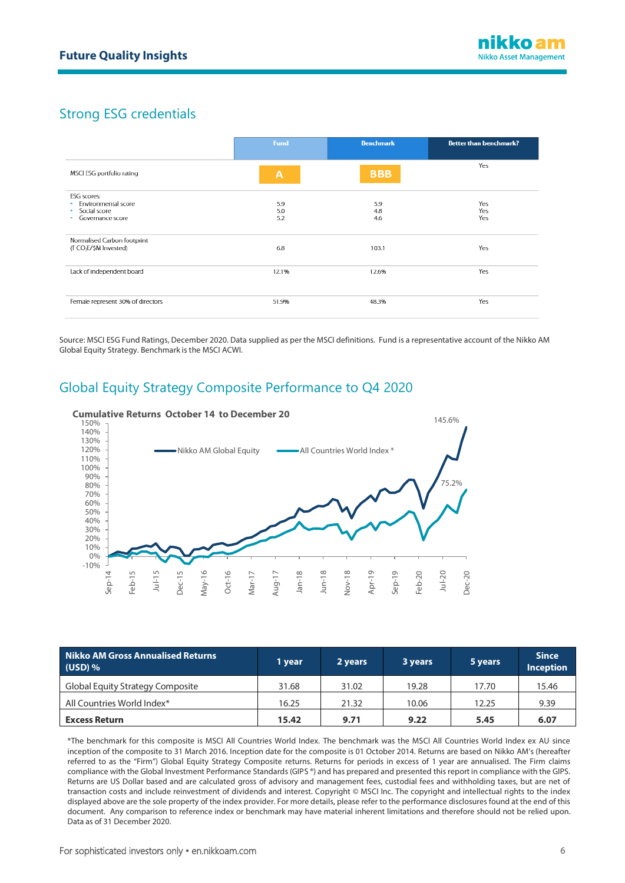## Strong ESG credentials

| | Fund | Benchmark | Better than benchmark? |
|---|---|---|---|
| MSCI ESG portfolio rating | A | BBB | Yes |
| ESG scores:<br>• Environmental score<br>• Social score<br>• Governance score | <br>5.9<br>5.0<br>5.2 | <br>5.9<br>4.8<br>4.6 | <br>Yes<br>Yes<br>Yes |
| Normalised Carbon footprint ($T\ CO_2E/\$M$ Invested) | 6.8 | 103.1 | Yes |
| Lack of independent board | 12.1% | 12.6% | Yes |
| Female represent 30% of directors | 51.9% | 48.3% | Yes |

Source: MSCI ESG Fund Ratings, December 2020. Data supplied as per the MSCI definitions. Fund is a representative account of the Nikko AM Global Equity Strategy. Benchmark is the MSCI ACWI.

## Global Equity Strategy Composite Performance to Q4 2020

**Cumulative Returns October 14 to December 20**

Nikko AM Global Equity: 145.6%
All Countries World Index *: 75.2%

| Nikko AM Gross Annualised Returns (USD) % | 1 year | 2 years | 3 years | 5 years | Since Inception |
|---|---|---|---|---|---|
| Global Equity Strategy Composite | 31.68 | 31.02 | 19.28 | 17.70 | 15.46 |
| All Countries World Index* | 16.25 | 21.32 | 10.06 | 12.25 | 9.39 |
| **Excess Return** | **15.42** | **9.71** | **9.22** | **5.45** | **6.07** |

*The benchmark for this composite is MSCI All Countries World Index. The benchmark was the MSCI All Countries World Index ex AU since inception of the composite to 31 March 2016. Inception date for the composite is 01 October 2014. Returns are based on Nikko AM's (hereafter referred to as the "Firm") Global Equity Strategy Composite returns. Returns for periods in excess of 1 year are annualised. The Firm claims compliance with the Global Investment Performance Standards (GIPS ®) and has prepared and presented this report in compliance with the GIPS. Returns are US Dollar based and are calculated gross of advisory and management fees, custodial fees and withholding taxes, but are net of transaction costs and include reinvestment of dividends and interest. Copyright © MSCI Inc. The copyright and intellectual rights to the index displayed above are the sole property of the index provider. For more details, please refer to the performance disclosures found at the end of this document. Any comparison to reference index or benchmark may have material inherent limitations and therefore should not be relied upon. Data as of 31 December 2020.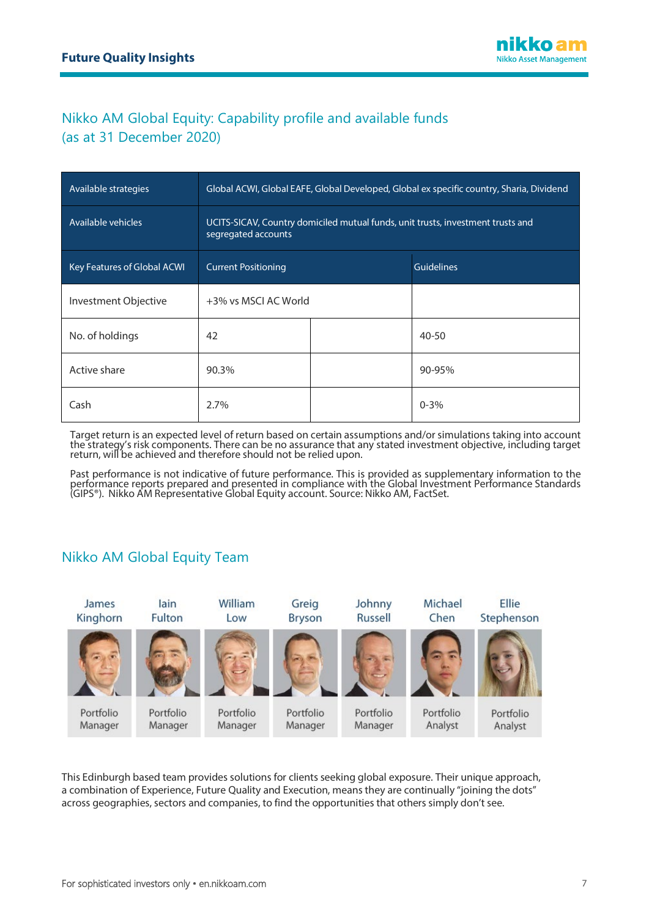## Nikko AM Global Equity: Capability profile and available funds (as at 31 December 2020)

| Available strategies | Global ACWI, Global EAFE, Global Developed, Global ex specific country, Sharia, Dividend | | |
|---|---|---|---|
| Available vehicles | UCITS-SICAV, Country domiciled mutual funds, unit trusts, investment trusts and segregated accounts | | |
| Key Features of Global ACWI | Current Positioning | | Guidelines |
| Investment Objective | +3% vs MSCI AC World | | |
| No. of holdings | 42 | | 40-50 |
| Active share | 90.3% | | 90-95% |
| Cash | 2.7% | | 0-3% |

Target return is an expected level of return based on certain assumptions and/or simulations taking into account the strategy's risk components. There can be no assurance that any stated investment objective, including target return, will be achieved and therefore should not be relied upon.

Past performance is not indicative of future performance. This is provided as supplementary information to the performance reports prepared and presented in compliance with the Global Investment Performance Standards (GIPS®). Nikko AM Representative Global Equity account. Source: Nikko AM, FactSet.

## Nikko AM Global Equity Team

| James Kinghorn | Iain Fulton | William Low | Greig Bryson | Johnny Russell | Michael Chen | Ellie Stephenson |
|---|---|---|---|---|---|---|
| Portfolio Manager | Portfolio Manager | Portfolio Manager | Portfolio Manager | Portfolio Manager | Portfolio Analyst | Portfolio Analyst |

This Edinburgh based team provides solutions for clients seeking global exposure. Their unique approach, a combination of Experience, Future Quality and Execution, means they are continually "joining the dots" across geographies, sectors and companies, to find the opportunities that others simply don't see.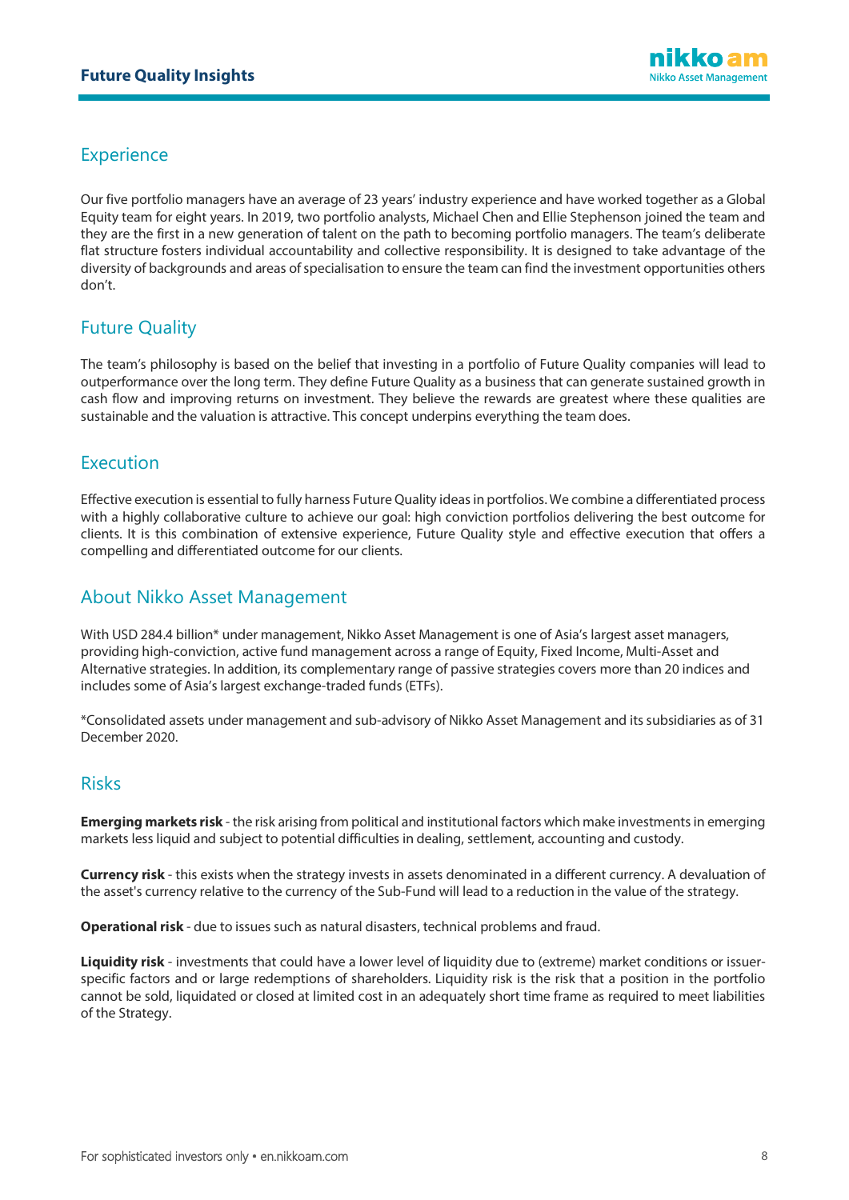## Experience

Our five portfolio managers have an average of 23 years' industry experience and have worked together as a Global Equity team for eight years. In 2019, two portfolio analysts, Michael Chen and Ellie Stephenson joined the team and they are the first in a new generation of talent on the path to becoming portfolio managers. The team's deliberate flat structure fosters individual accountability and collective responsibility. It is designed to take advantage of the diversity of backgrounds and areas of specialisation to ensure the team can find the investment opportunities others don't.

## Future Quality

The team's philosophy is based on the belief that investing in a portfolio of Future Quality companies will lead to outperformance over the long term. They define Future Quality as a business that can generate sustained growth in cash flow and improving returns on investment. They believe the rewards are greatest where these qualities are sustainable and the valuation is attractive. This concept underpins everything the team does.

## Execution

Effective execution is essential to fully harness Future Quality ideas in portfolios. We combine a differentiated process with a highly collaborative culture to achieve our goal: high conviction portfolios delivering the best outcome for clients. It is this combination of extensive experience, Future Quality style and effective execution that offers a compelling and differentiated outcome for our clients.

## About Nikko Asset Management

With USD 284.4 billion* under management, Nikko Asset Management is one of Asia's largest asset managers, providing high-conviction, active fund management across a range of Equity, Fixed Income, Multi-Asset and Alternative strategies. In addition, its complementary range of passive strategies covers more than 20 indices and includes some of Asia's largest exchange-traded funds (ETFs).

*Consolidated assets under management and sub-advisory of Nikko Asset Management and its subsidiaries as of 31 December 2020.

## Risks

**Emerging markets risk** - the risk arising from political and institutional factors which make investments in emerging markets less liquid and subject to potential difficulties in dealing, settlement, accounting and custody.

**Currency risk** - this exists when the strategy invests in assets denominated in a different currency. A devaluation of the asset's currency relative to the currency of the Sub-Fund will lead to a reduction in the value of the strategy.

**Operational risk** - due to issues such as natural disasters, technical problems and fraud.

**Liquidity risk** - investments that could have a lower level of liquidity due to (extreme) market conditions or issuer-specific factors and or large redemptions of shareholders. Liquidity risk is the risk that a position in the portfolio cannot be sold, liquidated or closed at limited cost in an adequately short time frame as required to meet liabilities of the Strategy.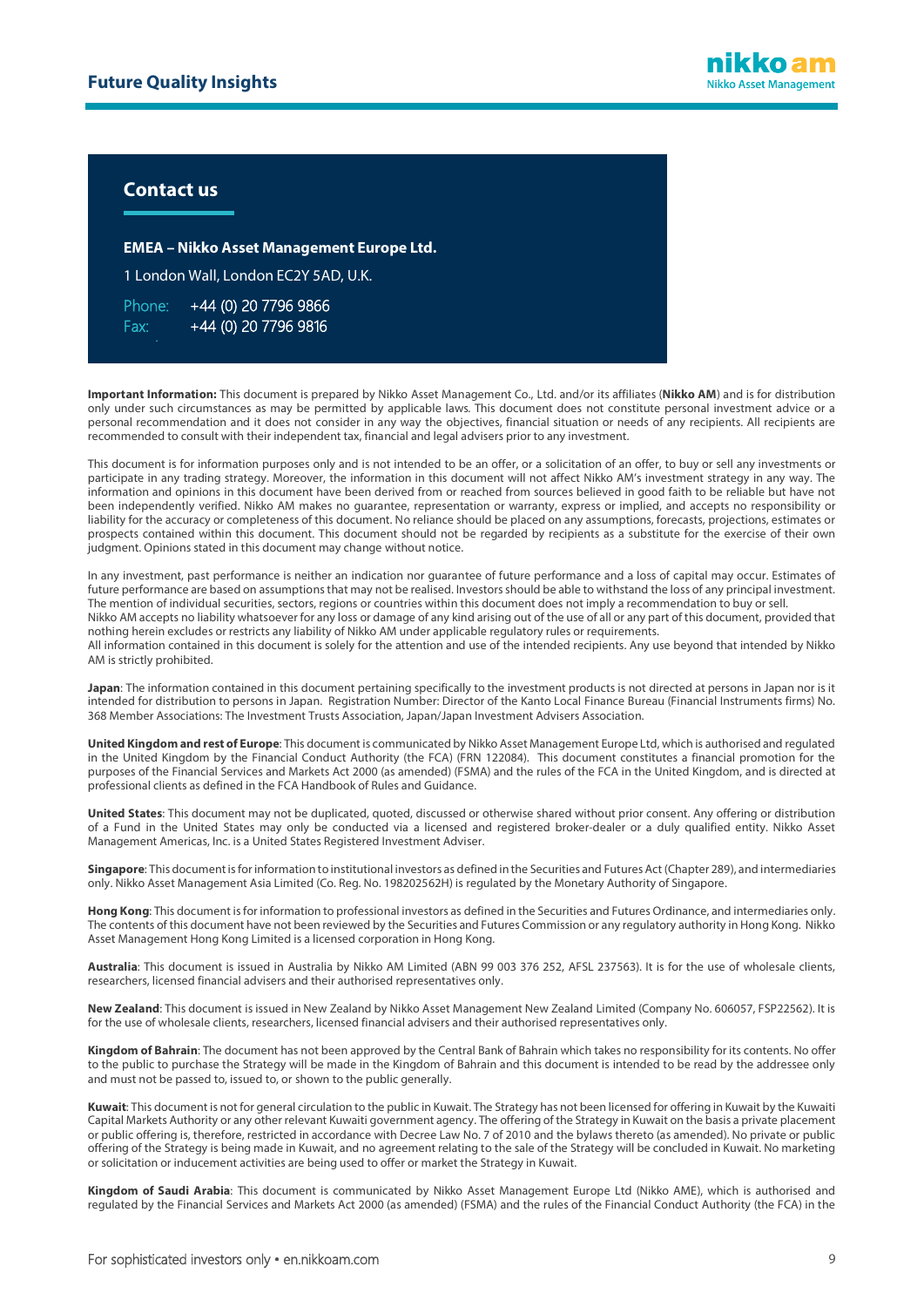## Contact us

**EMEA – Nikko Asset Management Europe Ltd.**

1 London Wall, London EC2Y 5AD, U.K.

Phone: +44 (0) 20 7796 9866
Fax: +44 (0) 20 7796 9816

**Important Information:** This document is prepared by Nikko Asset Management Co., Ltd. and/or its affiliates (**Nikko AM**) and is for distribution only under such circumstances as may be permitted by applicable laws. This document does not constitute personal investment advice or a personal recommendation and it does not consider in any way the objectives, financial situation or needs of any recipients. All recipients are recommended to consult with their independent tax, financial and legal advisers prior to any investment.

This document is for information purposes only and is not intended to be an offer, or a solicitation of an offer, to buy or sell any investments or participate in any trading strategy. Moreover, the information in this document will not affect Nikko AM's investment strategy in any way. The information and opinions in this document have been derived from or reached from sources believed in good faith to be reliable but have not been independently verified. Nikko AM makes no guarantee, representation or warranty, express or implied, and accepts no responsibility or liability for the accuracy or completeness of this document. No reliance should be placed on any assumptions, forecasts, projections, estimates or prospects contained within this document. This document should not be regarded by recipients as a substitute for the exercise of their own judgment. Opinions stated in this document may change without notice.

In any investment, past performance is neither an indication nor guarantee of future performance and a loss of capital may occur. Estimates of future performance are based on assumptions that may not be realised. Investors should be able to withstand the loss of any principal investment. The mention of individual securities, sectors, regions or countries within this document does not imply a recommendation to buy or sell.
Nikko AM accepts no liability whatsoever for any loss or damage of any kind arising out of the use of all or any part of this document, provided that nothing herein excludes or restricts any liability of Nikko AM under applicable regulatory rules or requirements.
All information contained in this document is solely for the attention and use of the intended recipients. Any use beyond that intended by Nikko AM is strictly prohibited.

**Japan**: The information contained in this document pertaining specifically to the investment products is not directed at persons in Japan nor is it intended for distribution to persons in Japan. Registration Number: Director of the Kanto Local Finance Bureau (Financial Instruments firms) No. 368 Member Associations: The Investment Trusts Association, Japan/Japan Investment Advisers Association.

**United Kingdom and rest of Europe**: This document is communicated by Nikko Asset Management Europe Ltd, which is authorised and regulated in the United Kingdom by the Financial Conduct Authority (the FCA) (FRN 122084). This document constitutes a financial promotion for the purposes of the Financial Services and Markets Act 2000 (as amended) (FSMA) and the rules of the FCA in the United Kingdom, and is directed at professional clients as defined in the FCA Handbook of Rules and Guidance.

**United States**: This document may not be duplicated, quoted, discussed or otherwise shared without prior consent. Any offering or distribution of a Fund in the United States may only be conducted via a licensed and registered broker-dealer or a duly qualified entity. Nikko Asset Management Americas, Inc. is a United States Registered Investment Adviser.

**Singapore**: This document is for information to institutional investors as defined in the Securities and Futures Act (Chapter 289), and intermediaries only. Nikko Asset Management Asia Limited (Co. Reg. No. 198202562H) is regulated by the Monetary Authority of Singapore.

**Hong Kong**: This document is for information to professional investors as defined in the Securities and Futures Ordinance, and intermediaries only. The contents of this document have not been reviewed by the Securities and Futures Commission or any regulatory authority in Hong Kong. Nikko Asset Management Hong Kong Limited is a licensed corporation in Hong Kong.

**Australia**: This document is issued in Australia by Nikko AM Limited (ABN 99 003 376 252, AFSL 237563). It is for the use of wholesale clients, researchers, licensed financial advisers and their authorised representatives only.

**New Zealand**: This document is issued in New Zealand by Nikko Asset Management New Zealand Limited (Company No. 606057, FSP22562). It is for the use of wholesale clients, researchers, licensed financial advisers and their authorised representatives only.

**Kingdom of Bahrain**: The document has not been approved by the Central Bank of Bahrain which takes no responsibility for its contents. No offer to the public to purchase the Strategy will be made in the Kingdom of Bahrain and this document is intended to be read by the addressee only and must not be passed to, issued to, or shown to the public generally.

**Kuwait**: This document is not for general circulation to the public in Kuwait. The Strategy has not been licensed for offering in Kuwait by the Kuwaiti Capital Markets Authority or any other relevant Kuwaiti government agency. The offering of the Strategy in Kuwait on the basis a private placement or public offering is, therefore, restricted in accordance with Decree Law No. 7 of 2010 and the bylaws thereto (as amended). No private or public offering of the Strategy is being made in Kuwait, and no agreement relating to the sale of the Strategy will be concluded in Kuwait. No marketing or solicitation or inducement activities are being used to offer or market the Strategy in Kuwait.

**Kingdom of Saudi Arabia**: This document is communicated by Nikko Asset Management Europe Ltd (Nikko AME), which is authorised and regulated by the Financial Services and Markets Act 2000 (as amended) (FSMA) and the rules of the Financial Conduct Authority (the FCA) in the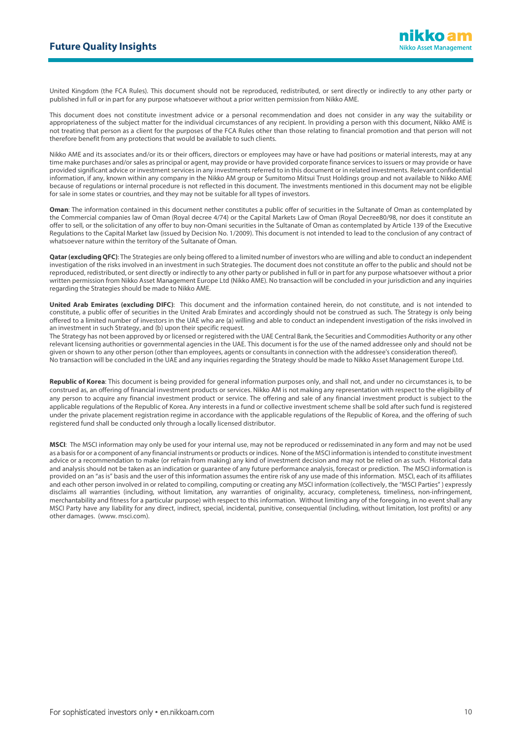United Kingdom (the FCA Rules). This document should not be reproduced, redistributed, or sent directly or indirectly to any other party or published in full or in part for any purpose whatsoever without a prior written permission from Nikko AME.

This document does not constitute investment advice or a personal recommendation and does not consider in any way the suitability or appropriateness of the subject matter for the individual circumstances of any recipient. In providing a person with this document, Nikko AME is not treating that person as a client for the purposes of the FCA Rules other than those relating to financial promotion and that person will not therefore benefit from any protections that would be available to such clients.

Nikko AME and its associates and/or its or their officers, directors or employees may have or have had positions or material interests, may at any time make purchases and/or sales as principal or agent, may provide or have provided corporate finance services to issuers or may provide or have provided significant advice or investment services in any investments referred to in this document or in related investments. Relevant confidential information, if any, known within any company in the Nikko AM group or Sumitomo Mitsui Trust Holdings group and not available to Nikko AME because of regulations or internal procedure is not reflected in this document. The investments mentioned in this document may not be eligible for sale in some states or countries, and they may not be suitable for all types of investors.

**Oman**: The information contained in this document nether constitutes a public offer of securities in the Sultanate of Oman as contemplated by the Commercial companies law of Oman (Royal decree 4/74) or the Capital Markets Law of Oman (Royal Decree80/98, nor does it constitute an offer to sell, or the solicitation of any offer to buy non-Omani securities in the Sultanate of Oman as contemplated by Article 139 of the Executive Regulations to the Capital Market law (issued by Decision No. 1/2009). This document is not intended to lead to the conclusion of any contract of whatsoever nature within the territory of the Sultanate of Oman.

**Qatar (excluding QFC)**: The Strategies are only being offered to a limited number of investors who are willing and able to conduct an independent investigation of the risks involved in an investment in such Strategies. The document does not constitute an offer to the public and should not be reproduced, redistributed, or sent directly or indirectly to any other party or published in full or in part for any purpose whatsoever without a prior written permission from Nikko Asset Management Europe Ltd (Nikko AME). No transaction will be concluded in your jurisdiction and any inquiries regarding the Strategies should be made to Nikko AME.

**United Arab Emirates (excluding DIFC)**: This document and the information contained herein, do not constitute, and is not intended to constitute, a public offer of securities in the United Arab Emirates and accordingly should not be construed as such. The Strategy is only being offered to a limited number of investors in the UAE who are (a) willing and able to conduct an independent investigation of the risks involved in an investment in such Strategy, and (b) upon their specific request.
The Strategy has not been approved by or licensed or registered with the UAE Central Bank, the Securities and Commodities Authority or any other relevant licensing authorities or governmental agencies in the UAE. This document is for the use of the named addressee only and should not be given or shown to any other person (other than employees, agents or consultants in connection with the addressee's consideration thereof).
No transaction will be concluded in the UAE and any inquiries regarding the Strategy should be made to Nikko Asset Management Europe Ltd.

**Republic of Korea**: This document is being provided for general information purposes only, and shall not, and under no circumstances is, to be construed as, an offering of financial investment products or services. Nikko AM is not making any representation with respect to the eligibility of any person to acquire any financial investment product or service. The offering and sale of any financial investment product is subject to the applicable regulations of the Republic of Korea. Any interests in a fund or collective investment scheme shall be sold after such fund is registered under the private placement registration regime in accordance with the applicable regulations of the Republic of Korea, and the offering of such registered fund shall be conducted only through a locally licensed distributor.

**MSCI**: The MSCI information may only be used for your internal use, may not be reproduced or redisseminated in any form and may not be used as a basis for or a component of any financial instruments or products or indices. None of the MSCI information is intended to constitute investment advice or a recommendation to make (or refrain from making) any kind of investment decision and may not be relied on as such. Historical data and analysis should not be taken as an indication or guarantee of any future performance analysis, forecast or prediction. The MSCI information is provided on an "as is" basis and the user of this information assumes the entire risk of any use made of this information. MSCI, each of its affiliates and each other person involved in or related to compiling, computing or creating any MSCI information (collectively, the "MSCI Parties" ) expressly disclaims all warranties (including, without limitation, any warranties of originality, accuracy, completeness, timeliness, non-infringement, merchantability and fitness for a particular purpose) with respect to this information. Without limiting any of the foregoing, in no event shall any MSCI Party have any liability for any direct, indirect, special, incidental, punitive, consequential (including, without limitation, lost profits) or any other damages. (www. msci.com).